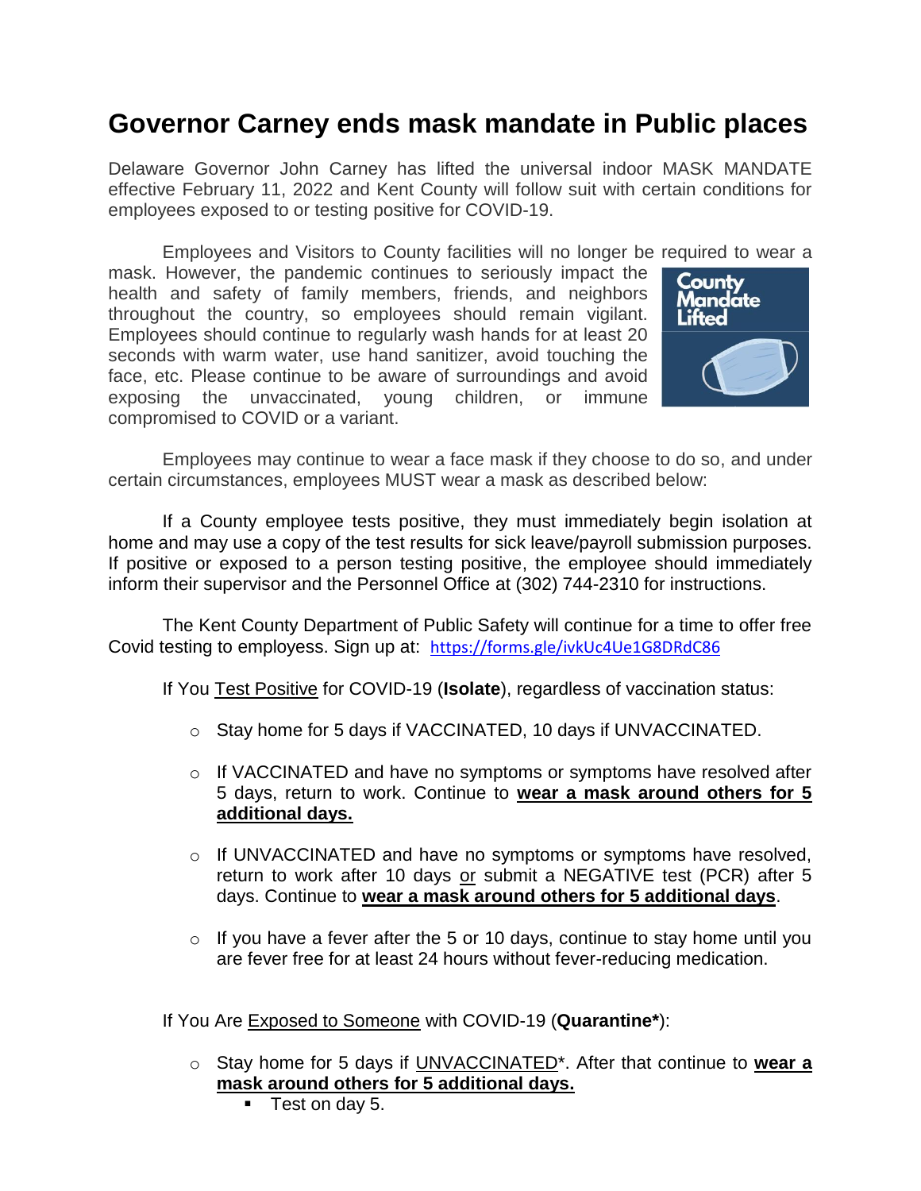# Governor Carney ends mask mandate in Public places

Delaware Governor John Carney has lifted the universal indoor MASK MANDATE effective February 11, 2022 and Kent County will follow suit with certain conditions for employees exposed to or testing positive for COVID-19.

Employees and Visitors to County facilities will no longer be required to wear a mask. However, the pandemic continues to seriously impact the health and safety of family members, friends, and neighbors throughout the country, so employees should remain vigilant. Employees should continue to regularly wash hands for at least 20 seconds with warm water, use hand sanitizer, avoid touching the face, etc. Please continue to be aware of surroundings and avoid exposing the unvaccinated, young children, or immune compromised to COVID or a variant.

Employees may continue to wear a face mask if they choose to do so, and under certain circumstances, employees MUST wear a mask as described below:

If a County employee tests positive, they must immediately begin isolation at home and may use a copy of the test results for sick leave/payroll submission purposes. If positive or exposed to a person testing positive, the employee should immediately inform their supervisor and the Personnel Office at (302) 744-2310 for instructions.

The Kent County Department of Public Safety will continue for a time to offer free Covid testing to employess. Sign up at: https://forms.gle/ivkUc4Ue1G8DRdC86

If You Test Positive for COVID-19 (**Isolate**), regardless of vaccination status:

- Stay home for 5 days if VACCINATED, 10 days if UNVACCINATED.
- If VACCINATED and have no symptoms or symptoms have resolved after 5 days, return to work. Continue to **wear a mask around others for 5 additional days.**
- If UNVACCINATED and have no symptoms or symptoms have resolved, return to work after 10 days or submit a NEGATIVE test (PCR) after 5 days. Continue to **wear a mask around others for 5 additional days**.
- If you have a fever after the 5 or 10 days, continue to stay home until you are fever free for at least 24 hours without fever-reducing medication.

If You Are Exposed to Someone with COVID-19 (**Quarantine***):

- Stay home for 5 days if UNVACCINATED*. After that continue to **wear a mask around others for 5 additional days.**
  - Test on day 5.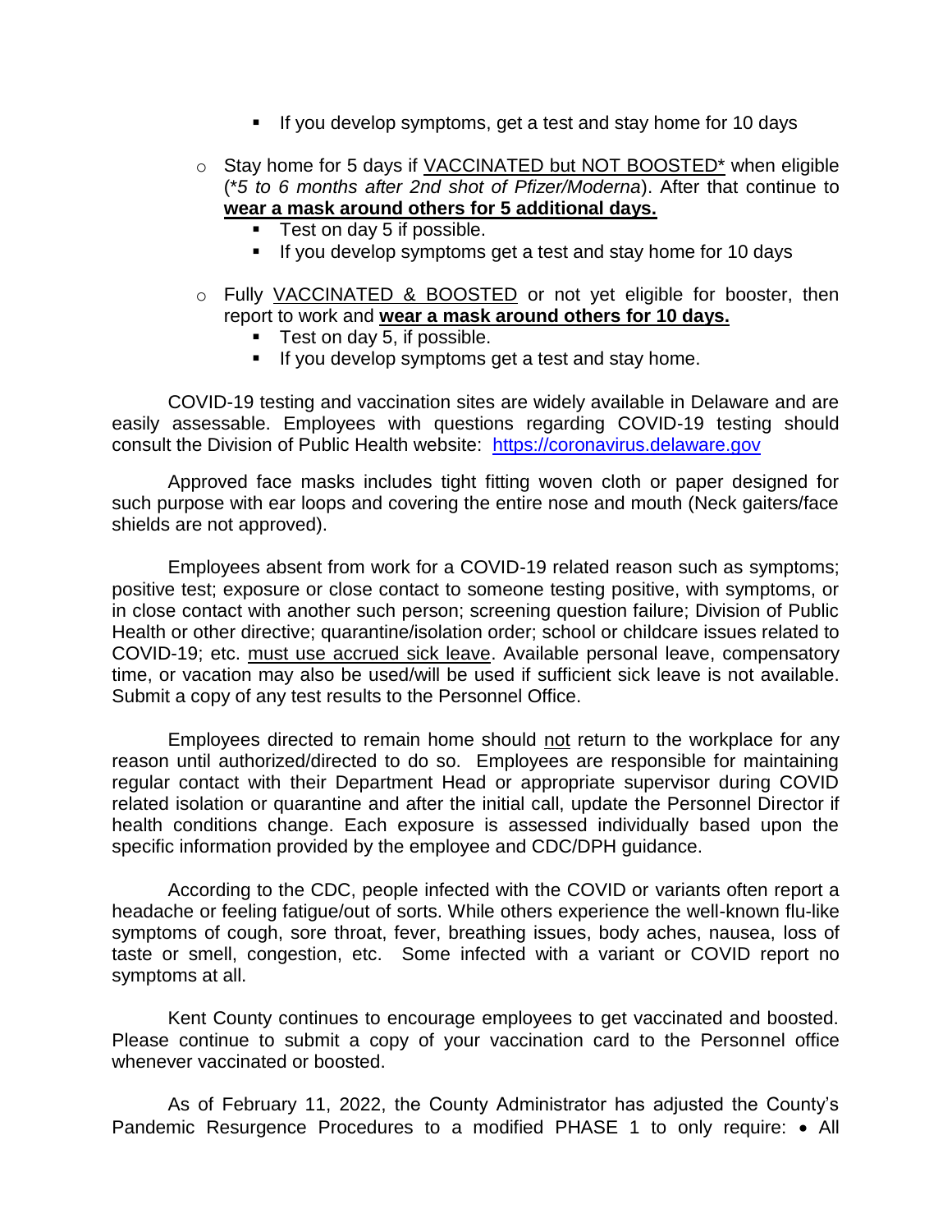- If you develop symptoms, get a test and stay home for 10 days

- Stay home for 5 days if <u>VACCINATED but NOT BOOSTED</u>* when eligible (*\*5 to 6 months after 2nd shot of Pfizer/Moderna*). After that continue to **<u>wear a mask around others for 5 additional days.</u>**
    - Test on day 5 if possible.
    - If you develop symptoms get a test and stay home for 10 days

- Fully <u>VACCINATED & BOOSTED</u> or not yet eligible for booster, then report to work and **<u>wear a mask around others for 10 days.</u>**
    - Test on day 5, if possible.
    - If you develop symptoms get a test and stay home.

COVID-19 testing and vaccination sites are widely available in Delaware and are easily assessable. Employees with questions regarding COVID-19 testing should consult the Division of Public Health website: [https://coronavirus.delaware.gov](https://coronavirus.delaware.gov)

Approved face masks includes tight fitting woven cloth or paper designed for such purpose with ear loops and covering the entire nose and mouth (Neck gaiters/face shields are not approved).

Employees absent from work for a COVID-19 related reason such as symptoms; positive test; exposure or close contact to someone testing positive, with symptoms, or in close contact with another such person; screening question failure; Division of Public Health or other directive; quarantine/isolation order; school or childcare issues related to COVID-19; etc. <u>must use accrued sick leave</u>. Available personal leave, compensatory time, or vacation may also be used/will be used if sufficient sick leave is not available. Submit a copy of any test results to the Personnel Office.

Employees directed to remain home should <u>not</u> return to the workplace for any reason until authorized/directed to do so. Employees are responsible for maintaining regular contact with their Department Head or appropriate supervisor during COVID related isolation or quarantine and after the initial call, update the Personnel Director if health conditions change. Each exposure is assessed individually based upon the specific information provided by the employee and CDC/DPH guidance.

According to the CDC, people infected with the COVID or variants often report a headache or feeling fatigue/out of sorts. While others experience the well-known flu-like symptoms of cough, sore throat, fever, breathing issues, body aches, nausea, loss of taste or smell, congestion, etc. Some infected with a variant or COVID report no symptoms at all.

Kent County continues to encourage employees to get vaccinated and boosted. Please continue to submit a copy of your vaccination card to the Personnel office whenever vaccinated or boosted.

As of February 11, 2022, the County Administrator has adjusted the County's Pandemic Resurgence Procedures to a modified PHASE 1 to only require: • All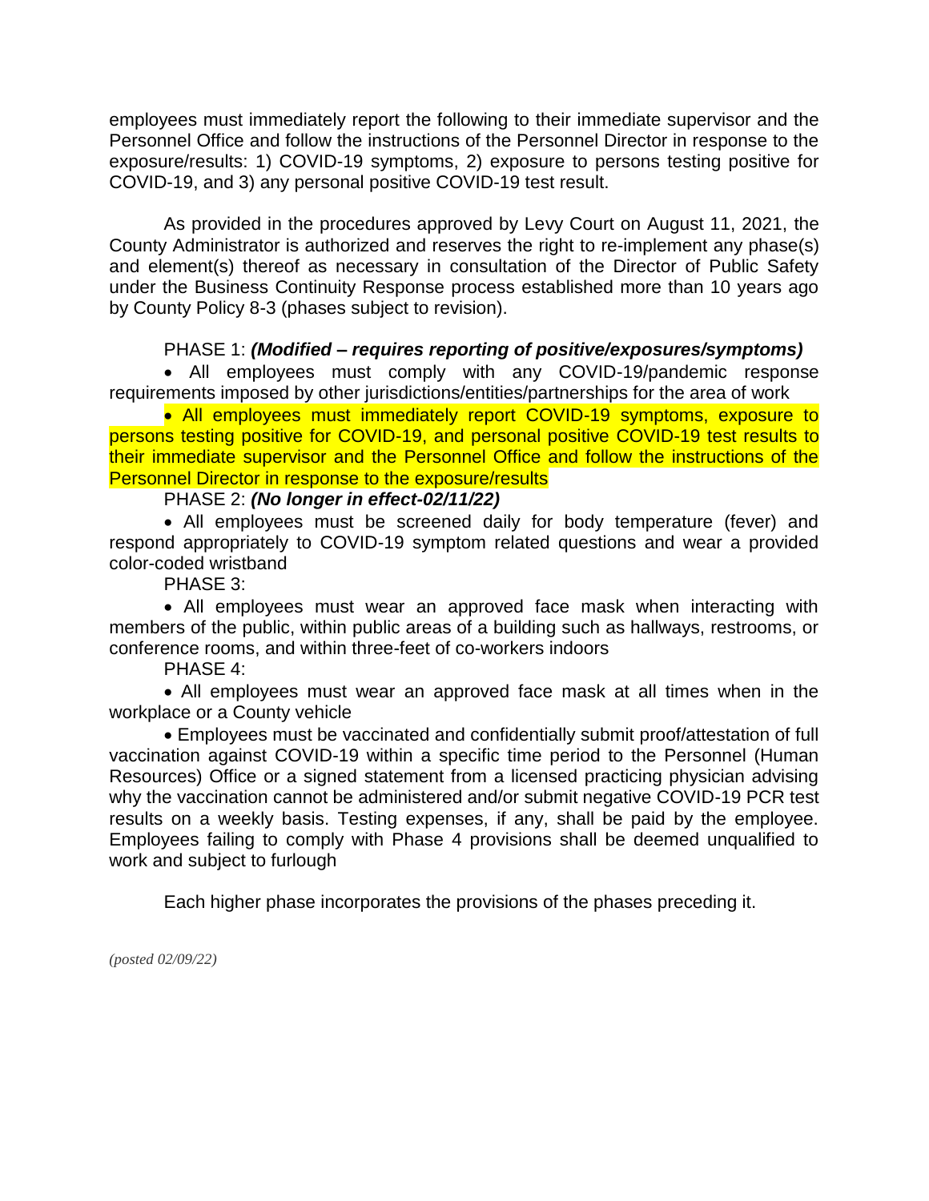employees must immediately report the following to their immediate supervisor and the Personnel Office and follow the instructions of the Personnel Director in response to the exposure/results: 1) COVID-19 symptoms, 2) exposure to persons testing positive for COVID-19, and 3) any personal positive COVID-19 test result.

As provided in the procedures approved by Levy Court on August 11, 2021, the County Administrator is authorized and reserves the right to re-implement any phase(s) and element(s) thereof as necessary in consultation of the Director of Public Safety under the Business Continuity Response process established more than 10 years ago by County Policy 8-3 (phases subject to revision).

PHASE 1: ***(Modified – requires reporting of positive/exposures/symptoms)***

- All employees must comply with any COVID-19/pandemic response requirements imposed by other jurisdictions/entities/partnerships for the area of work
- All employees must immediately report COVID-19 symptoms, exposure to persons testing positive for COVID-19, and personal positive COVID-19 test results to their immediate supervisor and the Personnel Office and follow the instructions of the Personnel Director in response to the exposure/results

PHASE 2: ***(No longer in effect-02/11/22)***

- All employees must be screened daily for body temperature (fever) and respond appropriately to COVID-19 symptom related questions and wear a provided color-coded wristband

PHASE 3:

- All employees must wear an approved face mask when interacting with members of the public, within public areas of a building such as hallways, restrooms, or conference rooms, and within three-feet of co-workers indoors

PHASE 4:

- All employees must wear an approved face mask at all times when in the workplace or a County vehicle
- Employees must be vaccinated and confidentially submit proof/attestation of full vaccination against COVID-19 within a specific time period to the Personnel (Human Resources) Office or a signed statement from a licensed practicing physician advising why the vaccination cannot be administered and/or submit negative COVID-19 PCR test results on a weekly basis. Testing expenses, if any, shall be paid by the employee. Employees failing to comply with Phase 4 provisions shall be deemed unqualified to work and subject to furlough

Each higher phase incorporates the provisions of the phases preceding it.

*(posted 02/09/22)*